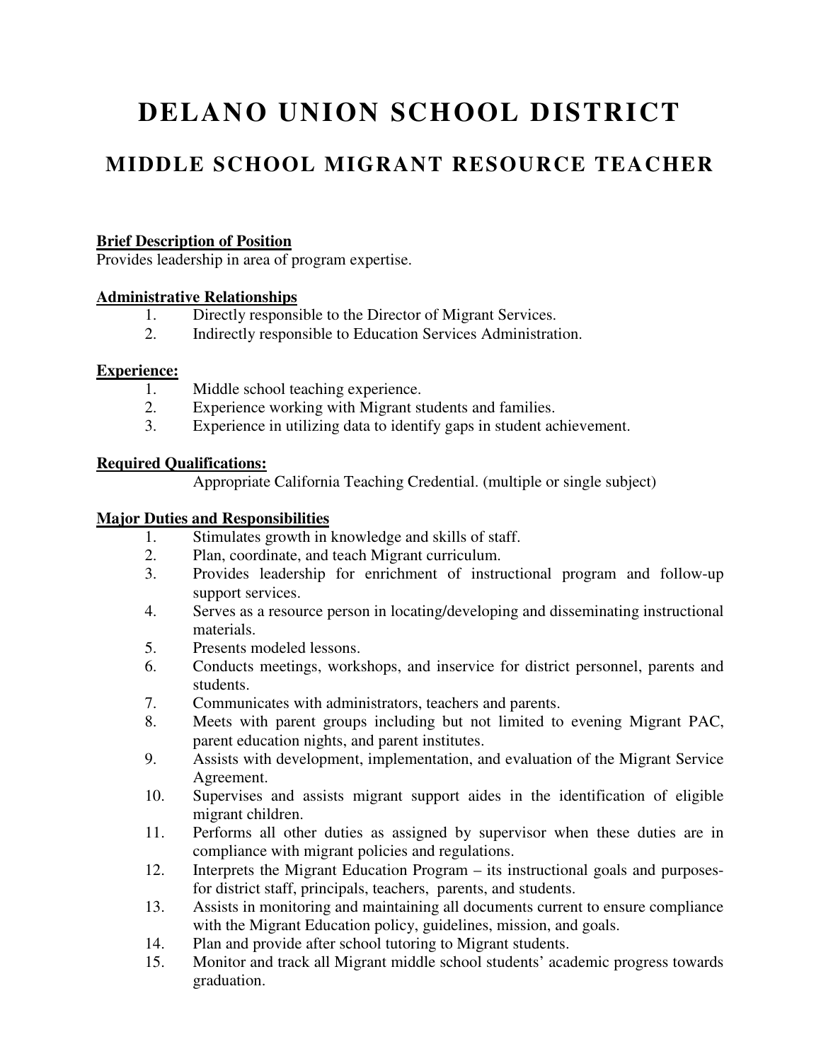# DELANO UNION SCHOOL DISTRICT

## MIDDLE SCHOOL MIGRANT RESOURCE TEACHER

**Brief Description of Position**

Provides leadership in area of program expertise.

**Administrative Relationships**

1. Directly responsible to the Director of Migrant Services.
2. Indirectly responsible to Education Services Administration.

**Experience:**

1. Middle school teaching experience.
2. Experience working with Migrant students and families.
3. Experience in utilizing data to identify gaps in student achievement.

**Required Qualifications:**

Appropriate California Teaching Credential. (multiple or single subject)

**Major Duties and Responsibilities**

1. Stimulates growth in knowledge and skills of staff.
2. Plan, coordinate, and teach Migrant curriculum.
3. Provides leadership for enrichment of instructional program and follow-up support services.
4. Serves as a resource person in locating/developing and disseminating instructional materials.
5. Presents modeled lessons.
6. Conducts meetings, workshops, and inservice for district personnel, parents and students.
7. Communicates with administrators, teachers and parents.
8. Meets with parent groups including but not limited to evening Migrant PAC, parent education nights, and parent institutes.
9. Assists with development, implementation, and evaluation of the Migrant Service Agreement.
10. Supervises and assists migrant support aides in the identification of eligible migrant children.
11. Performs all other duties as assigned by supervisor when these duties are in compliance with migrant policies and regulations.
12. Interprets the Migrant Education Program – its instructional goals and purposes- for district staff, principals, teachers, parents, and students.
13. Assists in monitoring and maintaining all documents current to ensure compliance with the Migrant Education policy, guidelines, mission, and goals.
14. Plan and provide after school tutoring to Migrant students.
15. Monitor and track all Migrant middle school students' academic progress towards graduation.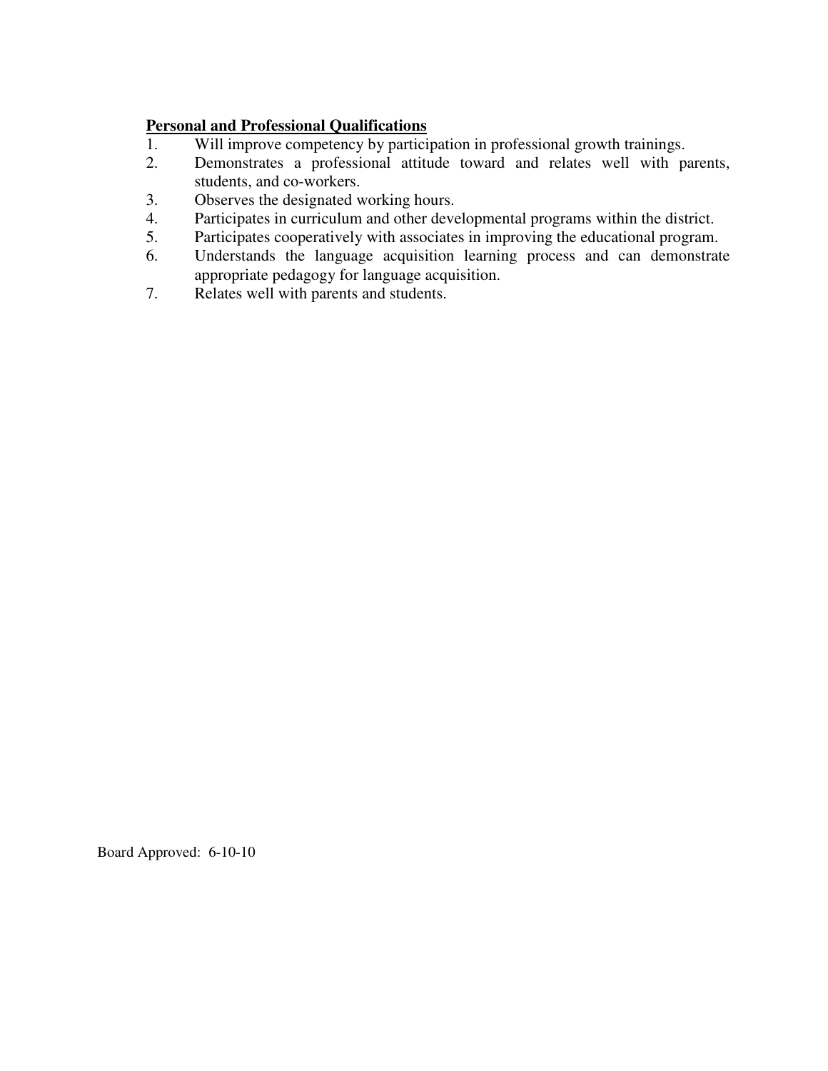**Personal and Professional Qualifications**

1. Will improve competency by participation in professional growth trainings.
2. Demonstrates a professional attitude toward and relates well with parents, students, and co-workers.
3. Observes the designated working hours.
4. Participates in curriculum and other developmental programs within the district.
5. Participates cooperatively with associates in improving the educational program.
6. Understands the language acquisition learning process and can demonstrate appropriate pedagogy for language acquisition.
7. Relates well with parents and students.

Board Approved: 6-10-10